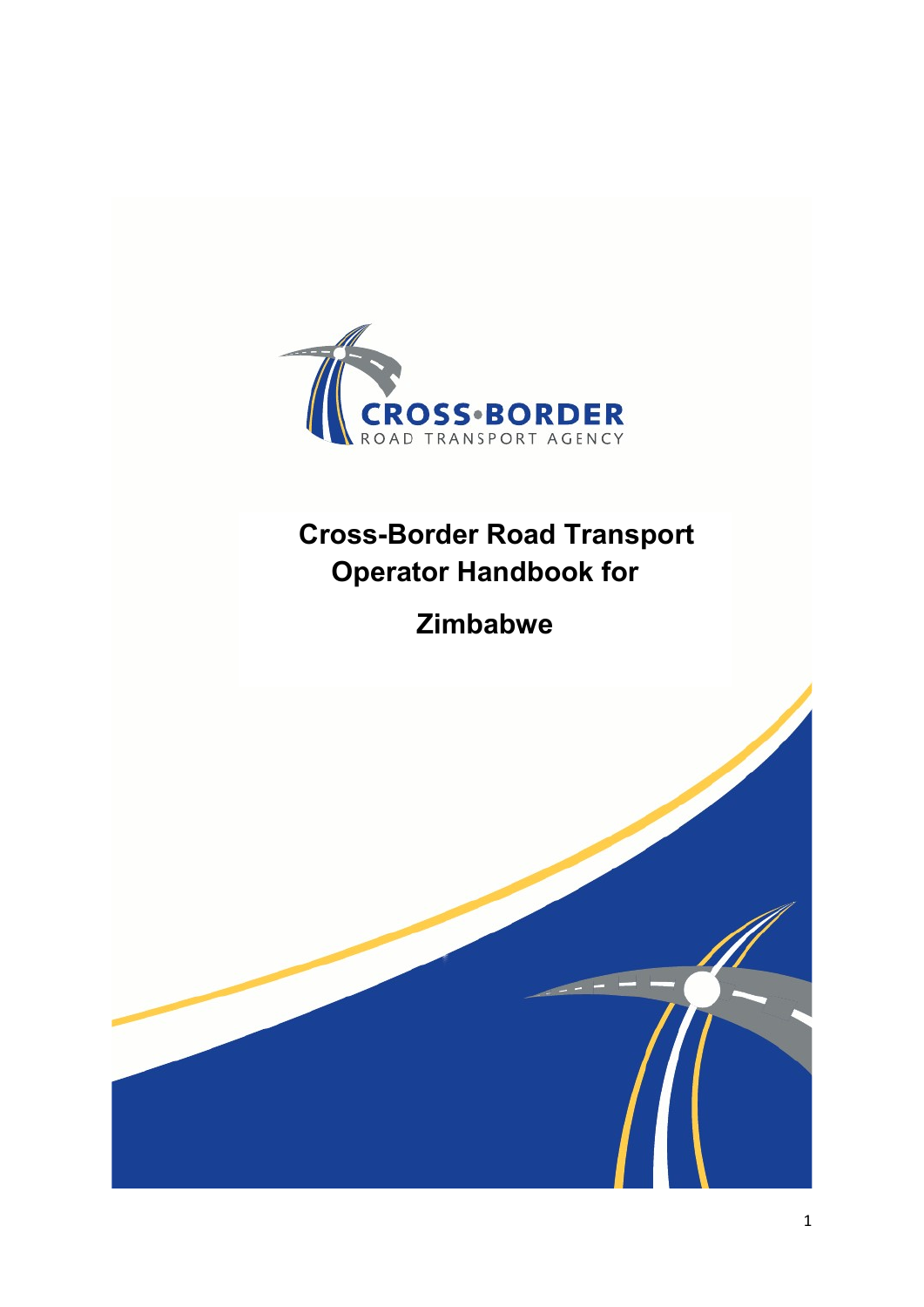CROSS•BORDER
ROAD TRANSPORT AGENCY

# Cross-Border Road Transport Operator Handbook for Zimbabwe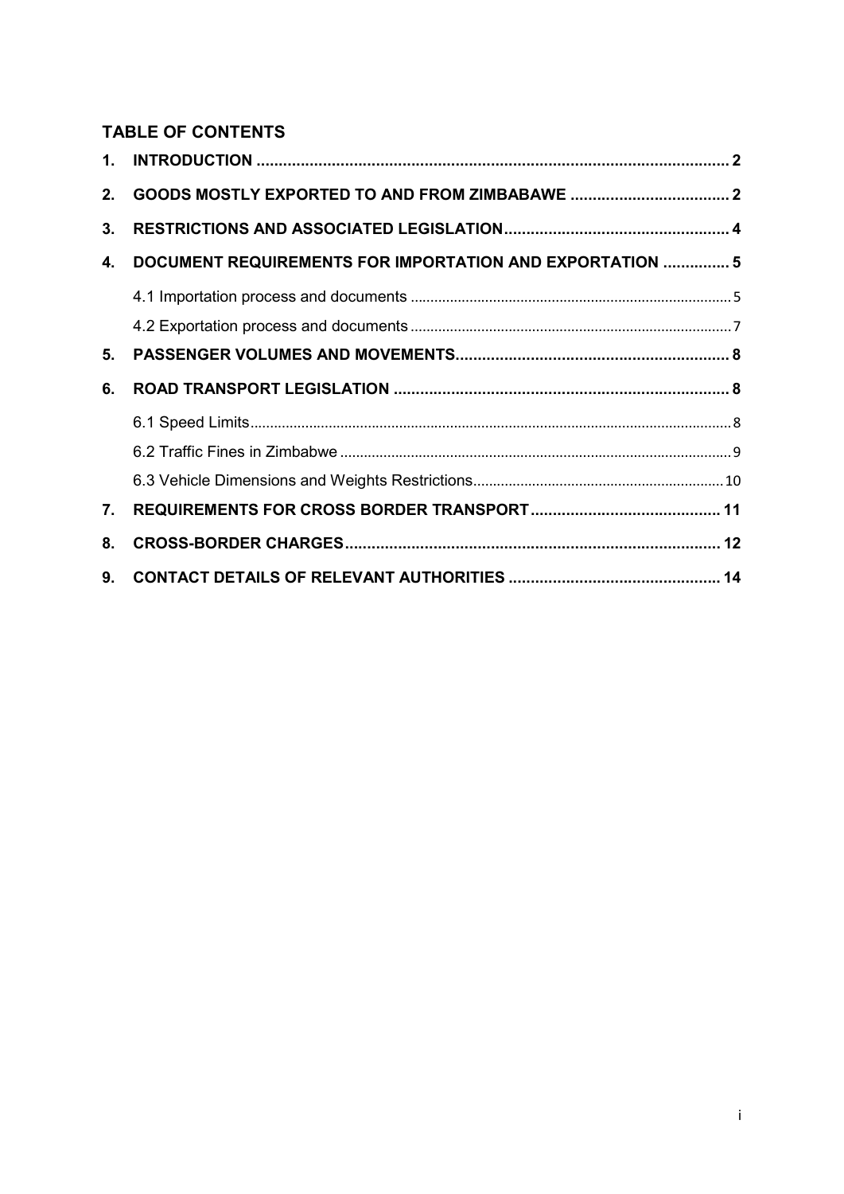## TABLE OF CONTENTS

1. INTRODUCTION .......... 2
2. GOODS MOSTLY EXPORTED TO AND FROM ZIMBABWE .......... 2
3. RESTRICTIONS AND ASSOCIATED LEGISLATION .......... 4
4. DOCUMENT REQUIREMENTS FOR IMPORTATION AND EXPORTATION .......... 5
   - 4.1 Importation process and documents .......... 5
   - 4.2 Exportation process and documents .......... 7
5. PASSENGER VOLUMES AND MOVEMENTS .......... 8
6. ROAD TRANSPORT LEGISLATION .......... 8
   - 6.1 Speed Limits .......... 8
   - 6.2 Traffic Fines in Zimbabwe .......... 9
   - 6.3 Vehicle Dimensions and Weights Restrictions .......... 10
7. REQUIREMENTS FOR CROSS BORDER TRANSPORT .......... 11
8. CROSS-BORDER CHARGES .......... 12
9. CONTACT DETAILS OF RELEVANT AUTHORITIES .......... 14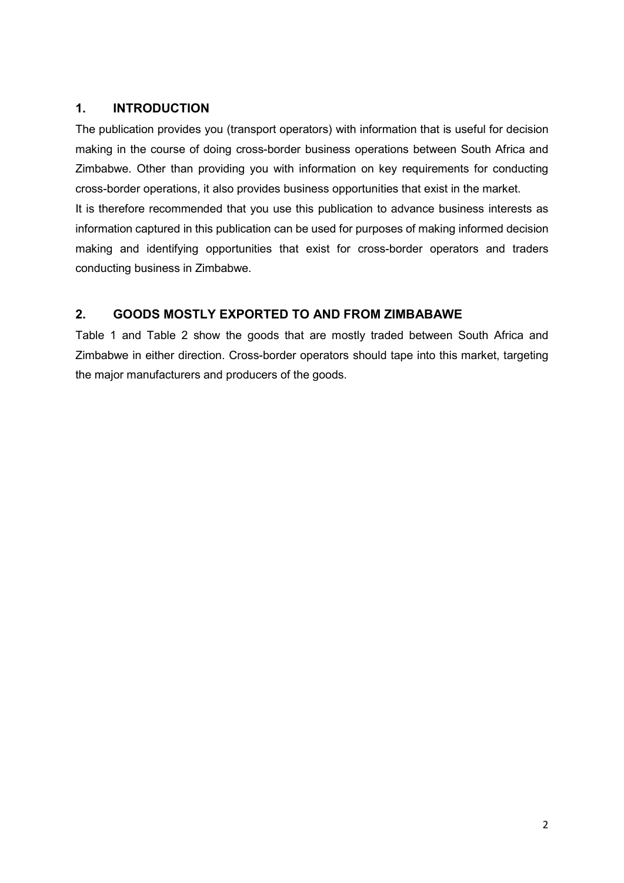## 1. INTRODUCTION

The publication provides you (transport operators) with information that is useful for decision making in the course of doing cross-border business operations between South Africa and Zimbabwe. Other than providing you with information on key requirements for conducting cross-border operations, it also provides business opportunities that exist in the market.

It is therefore recommended that you use this publication to advance business interests as information captured in this publication can be used for purposes of making informed decision making and identifying opportunities that exist for cross-border operators and traders conducting business in Zimbabwe.

## 2. GOODS MOSTLY EXPORTED TO AND FROM ZIMBABAWE

Table 1 and Table 2 show the goods that are mostly traded between South Africa and Zimbabwe in either direction. Cross-border operators should tape into this market, targeting the major manufacturers and producers of the goods.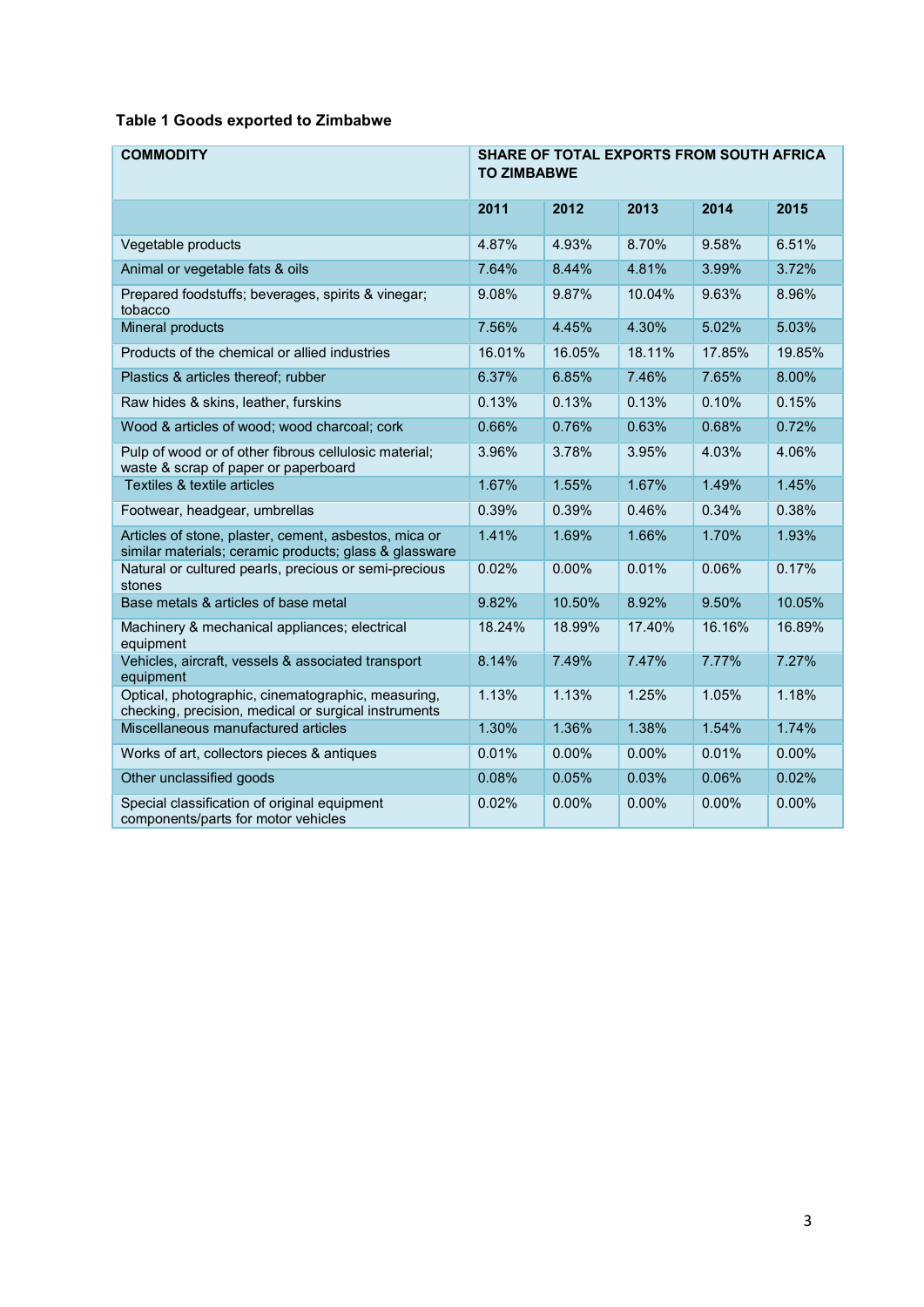**Table 1 Goods exported to Zimbabwe**

| COMMODITY | SHARE OF TOTAL EXPORTS FROM SOUTH AFRICA TO ZIMBABWE | | | | |
|---|---|---|---|---|---|
| | 2011 | 2012 | 2013 | 2014 | 2015 |
| Vegetable products | 4.87% | 4.93% | 8.70% | 9.58% | 6.51% |
| Animal or vegetable fats & oils | 7.64% | 8.44% | 4.81% | 3.99% | 3.72% |
| Prepared foodstuffs; beverages, spirits & vinegar; tobacco | 9.08% | 9.87% | 10.04% | 9.63% | 8.96% |
| Mineral products | 7.56% | 4.45% | 4.30% | 5.02% | 5.03% |
| Products of the chemical or allied industries | 16.01% | 16.05% | 18.11% | 17.85% | 19.85% |
| Plastics & articles thereof; rubber | 6.37% | 6.85% | 7.46% | 7.65% | 8.00% |
| Raw hides & skins, leather, furskins | 0.13% | 0.13% | 0.13% | 0.10% | 0.15% |
| Wood & articles of wood; wood charcoal; cork | 0.66% | 0.76% | 0.63% | 0.68% | 0.72% |
| Pulp of wood or of other fibrous cellulosic material; waste & scrap of paper or paperboard | 3.96% | 3.78% | 3.95% | 4.03% | 4.06% |
| Textiles & textile articles | 1.67% | 1.55% | 1.67% | 1.49% | 1.45% |
| Footwear, headgear, umbrellas | 0.39% | 0.39% | 0.46% | 0.34% | 0.38% |
| Articles of stone, plaster, cement, asbestos, mica or similar materials; ceramic products; glass & glassware | 1.41% | 1.69% | 1.66% | 1.70% | 1.93% |
| Natural or cultured pearls, precious or semi-precious stones | 0.02% | 0.00% | 0.01% | 0.06% | 0.17% |
| Base metals & articles of base metal | 9.82% | 10.50% | 8.92% | 9.50% | 10.05% |
| Machinery & mechanical appliances; electrical equipment | 18.24% | 18.99% | 17.40% | 16.16% | 16.89% |
| Vehicles, aircraft, vessels & associated transport equipment | 8.14% | 7.49% | 7.47% | 7.77% | 7.27% |
| Optical, photographic, cinematographic, measuring, checking, precision, medical or surgical instruments | 1.13% | 1.13% | 1.25% | 1.05% | 1.18% |
| Miscellaneous manufactured articles | 1.30% | 1.36% | 1.38% | 1.54% | 1.74% |
| Works of art, collectors pieces & antiques | 0.01% | 0.00% | 0.00% | 0.01% | 0.00% |
| Other unclassified goods | 0.08% | 0.05% | 0.03% | 0.06% | 0.02% |
| Special classification of original equipment components/parts for motor vehicles | 0.02% | 0.00% | 0.00% | 0.00% | 0.00% |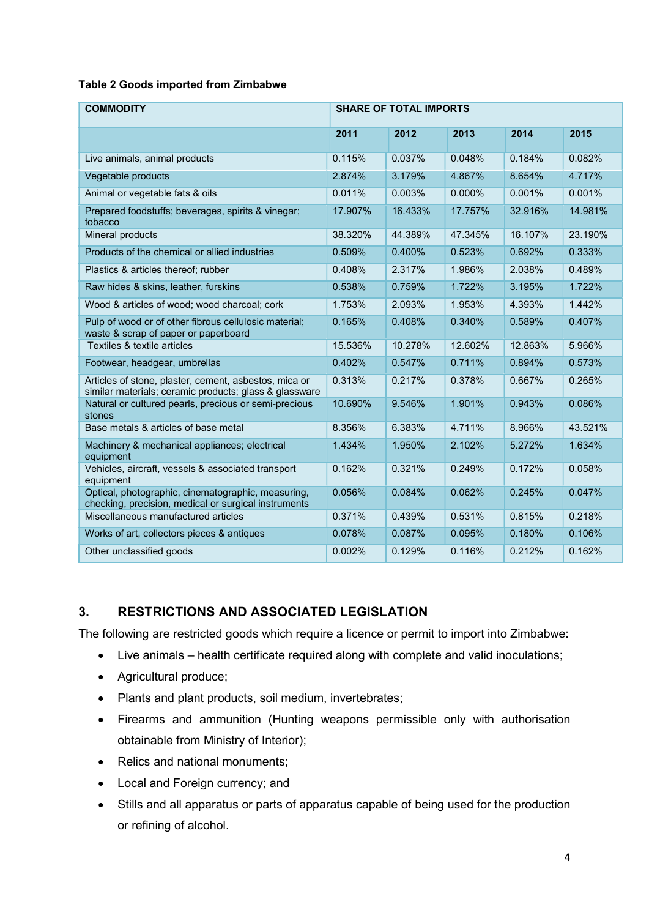**Table 2 Goods imported from Zimbabwe**

| COMMODITY | SHARE OF TOTAL IMPORTS | | | | |
|---|---|---|---|---|---|
| | 2011 | 2012 | 2013 | 2014 | 2015 |
| Live animals, animal products | 0.115% | 0.037% | 0.048% | 0.184% | 0.082% |
| Vegetable products | 2.874% | 3.179% | 4.867% | 8.654% | 4.717% |
| Animal or vegetable fats & oils | 0.011% | 0.003% | 0.000% | 0.001% | 0.001% |
| Prepared foodstuffs; beverages, spirits & vinegar; tobacco | 17.907% | 16.433% | 17.757% | 32.916% | 14.981% |
| Mineral products | 38.320% | 44.389% | 47.345% | 16.107% | 23.190% |
| Products of the chemical or allied industries | 0.509% | 0.400% | 0.523% | 0.692% | 0.333% |
| Plastics & articles thereof; rubber | 0.408% | 2.317% | 1.986% | 2.038% | 0.489% |
| Raw hides & skins, leather, furskins | 0.538% | 0.759% | 1.722% | 3.195% | 1.722% |
| Wood & articles of wood; wood charcoal; cork | 1.753% | 2.093% | 1.953% | 4.393% | 1.442% |
| Pulp of wood or of other fibrous cellulosic material; waste & scrap of paper or paperboard | 0.165% | 0.408% | 0.340% | 0.589% | 0.407% |
| Textiles & textile articles | 15.536% | 10.278% | 12.602% | 12.863% | 5.966% |
| Footwear, headgear, umbrellas | 0.402% | 0.547% | 0.711% | 0.894% | 0.573% |
| Articles of stone, plaster, cement, asbestos, mica or similar materials; ceramic products; glass & glassware | 0.313% | 0.217% | 0.378% | 0.667% | 0.265% |
| Natural or cultured pearls, precious or semi-precious stones | 10.690% | 9.546% | 1.901% | 0.943% | 0.086% |
| Base metals & articles of base metal | 8.356% | 6.383% | 4.711% | 8.966% | 43.521% |
| Machinery & mechanical appliances; electrical equipment | 1.434% | 1.950% | 2.102% | 5.272% | 1.634% |
| Vehicles, aircraft, vessels & associated transport equipment | 0.162% | 0.321% | 0.249% | 0.172% | 0.058% |
| Optical, photographic, cinematographic, measuring, checking, precision, medical or surgical instruments | 0.056% | 0.084% | 0.062% | 0.245% | 0.047% |
| Miscellaneous manufactured articles | 0.371% | 0.439% | 0.531% | 0.815% | 0.218% |
| Works of art, collectors pieces & antiques | 0.078% | 0.087% | 0.095% | 0.180% | 0.106% |
| Other unclassified goods | 0.002% | 0.129% | 0.116% | 0.212% | 0.162% |

## 3. RESTRICTIONS AND ASSOCIATED LEGISLATION

The following are restricted goods which require a licence or permit to import into Zimbabwe:

- Live animals – health certificate required along with complete and valid inoculations;
- Agricultural produce;
- Plants and plant products, soil medium, invertebrates;
- Firearms and ammunition (Hunting weapons permissible only with authorisation obtainable from Ministry of Interior);
- Relics and national monuments;
- Local and Foreign currency; and
- Stills and all apparatus or parts of apparatus capable of being used for the production or refining of alcohol.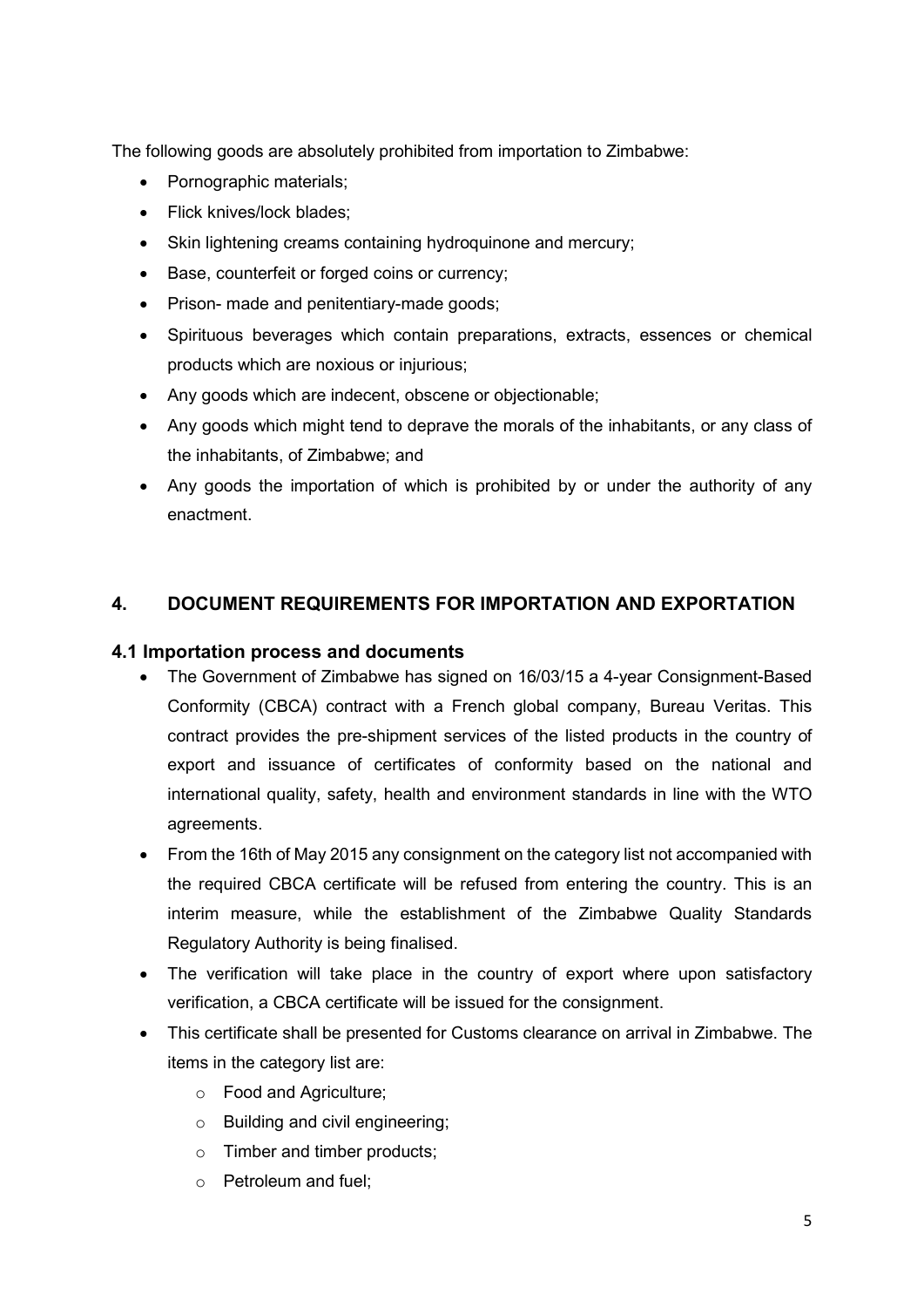The following goods are absolutely prohibited from importation to Zimbabwe:

- Pornographic materials;
- Flick knives/lock blades;
- Skin lightening creams containing hydroquinone and mercury;
- Base, counterfeit or forged coins or currency;
- Prison- made and penitentiary-made goods;
- Spirituous beverages which contain preparations, extracts, essences or chemical products which are noxious or injurious;
- Any goods which are indecent, obscene or objectionable;
- Any goods which might tend to deprave the morals of the inhabitants, or any class of the inhabitants, of Zimbabwe; and
- Any goods the importation of which is prohibited by or under the authority of any enactment.

## 4. DOCUMENT REQUIREMENTS FOR IMPORTATION AND EXPORTATION

### 4.1 Importation process and documents

- The Government of Zimbabwe has signed on 16/03/15 a 4-year Consignment-Based Conformity (CBCA) contract with a French global company, Bureau Veritas. This contract provides the pre-shipment services of the listed products in the country of export and issuance of certificates of conformity based on the national and international quality, safety, health and environment standards in line with the WTO agreements.
- From the 16th of May 2015 any consignment on the category list not accompanied with the required CBCA certificate will be refused from entering the country. This is an interim measure, while the establishment of the Zimbabwe Quality Standards Regulatory Authority is being finalised.
- The verification will take place in the country of export where upon satisfactory verification, a CBCA certificate will be issued for the consignment.
- This certificate shall be presented for Customs clearance on arrival in Zimbabwe. The items in the category list are:
  - Food and Agriculture;
  - Building and civil engineering;
  - Timber and timber products;
  - Petroleum and fuel;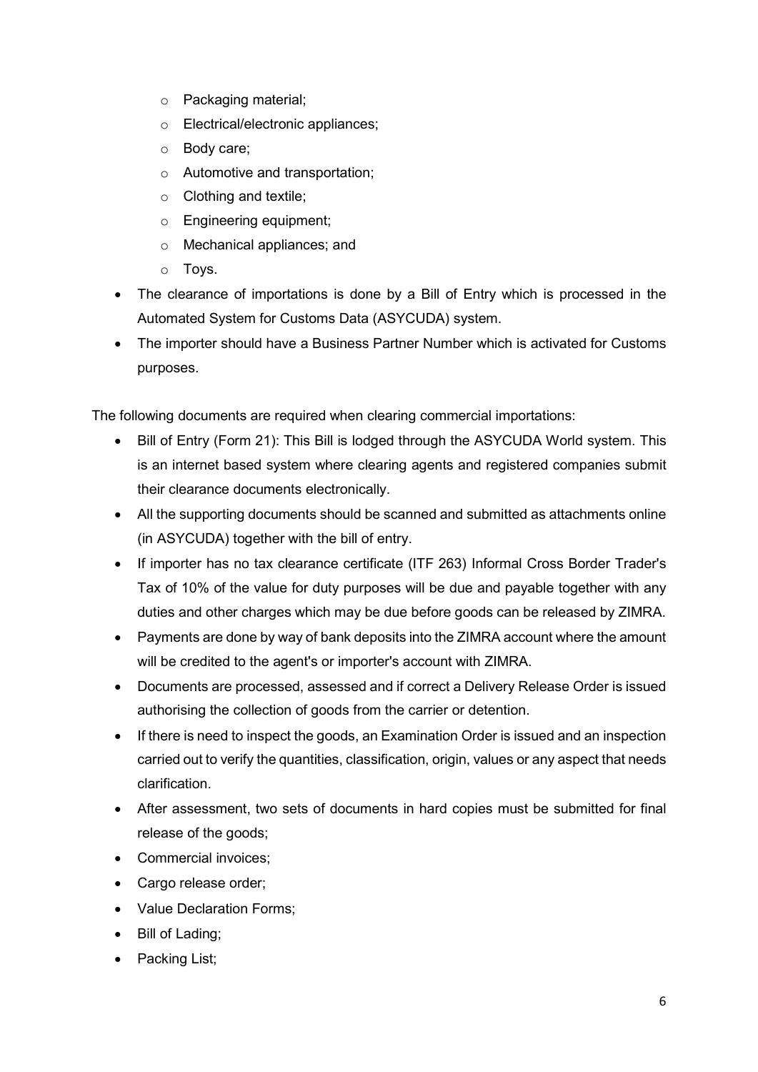- Packaging material;
  - Electrical/electronic appliances;
  - Body care;
  - Automotive and transportation;
  - Clothing and textile;
  - Engineering equipment;
  - Mechanical appliances; and
  - Toys.
- The clearance of importations is done by a Bill of Entry which is processed in the Automated System for Customs Data (ASYCUDA) system.
- The importer should have a Business Partner Number which is activated for Customs purposes.

The following documents are required when clearing commercial importations:

- Bill of Entry (Form 21): This Bill is lodged through the ASYCUDA World system. This is an internet based system where clearing agents and registered companies submit their clearance documents electronically.
- All the supporting documents should be scanned and submitted as attachments online (in ASYCUDA) together with the bill of entry.
- If importer has no tax clearance certificate (ITF 263) Informal Cross Border Trader's Tax of 10% of the value for duty purposes will be due and payable together with any duties and other charges which may be due before goods can be released by ZIMRA.
- Payments are done by way of bank deposits into the ZIMRA account where the amount will be credited to the agent's or importer's account with ZIMRA.
- Documents are processed, assessed and if correct a Delivery Release Order is issued authorising the collection of goods from the carrier or detention.
- If there is need to inspect the goods, an Examination Order is issued and an inspection carried out to verify the quantities, classification, origin, values or any aspect that needs clarification.
- After assessment, two sets of documents in hard copies must be submitted for final release of the goods;
- Commercial invoices;
- Cargo release order;
- Value Declaration Forms;
- Bill of Lading;
- Packing List;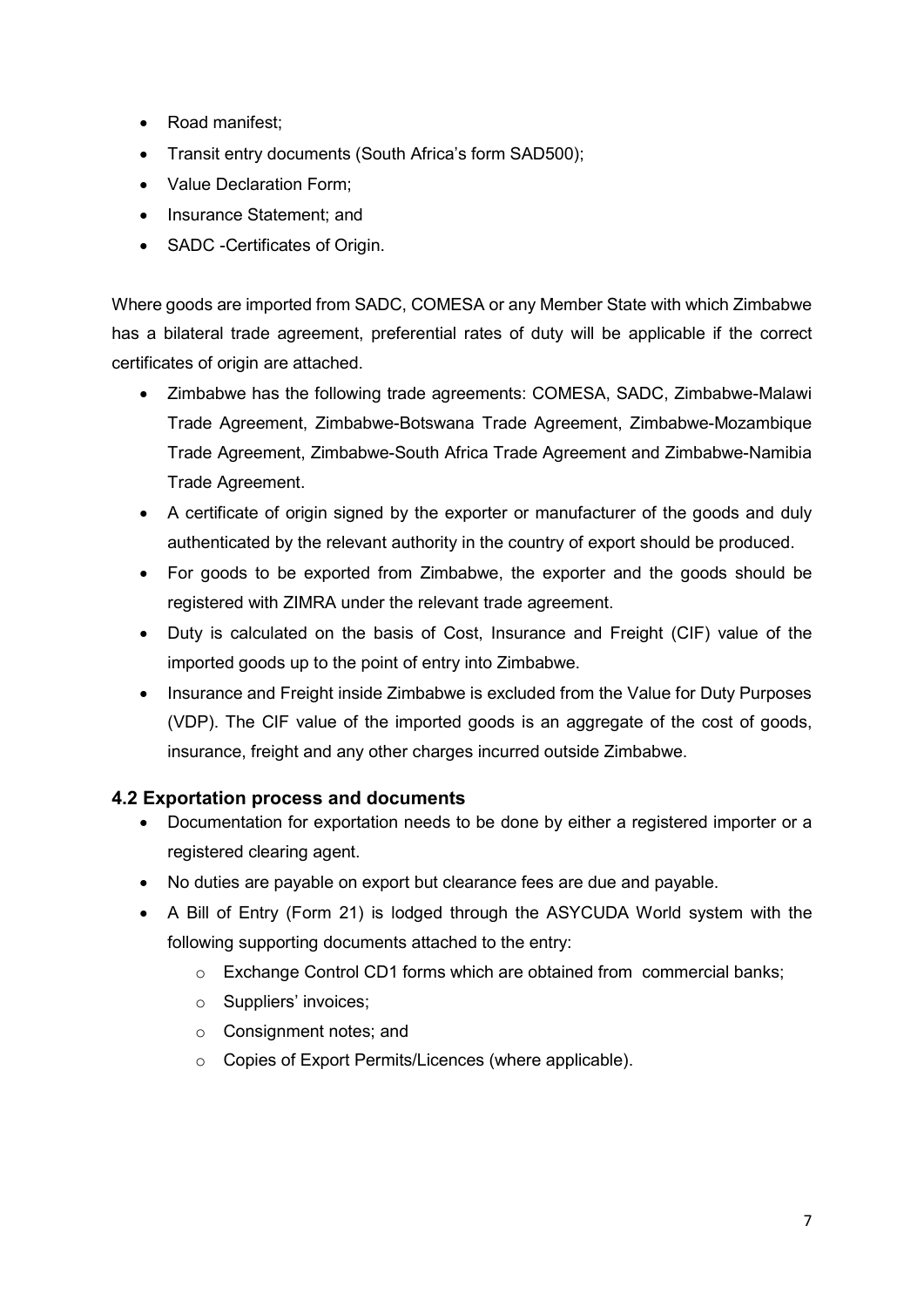- Road manifest;
- Transit entry documents (South Africa's form SAD500);
- Value Declaration Form;
- Insurance Statement; and
- SADC -Certificates of Origin.

Where goods are imported from SADC, COMESA or any Member State with which Zimbabwe has a bilateral trade agreement, preferential rates of duty will be applicable if the correct certificates of origin are attached.

- Zimbabwe has the following trade agreements: COMESA, SADC, Zimbabwe-Malawi Trade Agreement, Zimbabwe-Botswana Trade Agreement, Zimbabwe-Mozambique Trade Agreement, Zimbabwe-South Africa Trade Agreement and Zimbabwe-Namibia Trade Agreement.
- A certificate of origin signed by the exporter or manufacturer of the goods and duly authenticated by the relevant authority in the country of export should be produced.
- For goods to be exported from Zimbabwe, the exporter and the goods should be registered with ZIMRA under the relevant trade agreement.
- Duty is calculated on the basis of Cost, Insurance and Freight (CIF) value of the imported goods up to the point of entry into Zimbabwe.
- Insurance and Freight inside Zimbabwe is excluded from the Value for Duty Purposes (VDP). The CIF value of the imported goods is an aggregate of the cost of goods, insurance, freight and any other charges incurred outside Zimbabwe.

### 4.2 Exportation process and documents

- Documentation for exportation needs to be done by either a registered importer or a registered clearing agent.
- No duties are payable on export but clearance fees are due and payable.
- A Bill of Entry (Form 21) is lodged through the ASYCUDA World system with the following supporting documents attached to the entry:
  - Exchange Control CD1 forms which are obtained from commercial banks;
  - Suppliers' invoices;
  - Consignment notes; and
  - Copies of Export Permits/Licences (where applicable).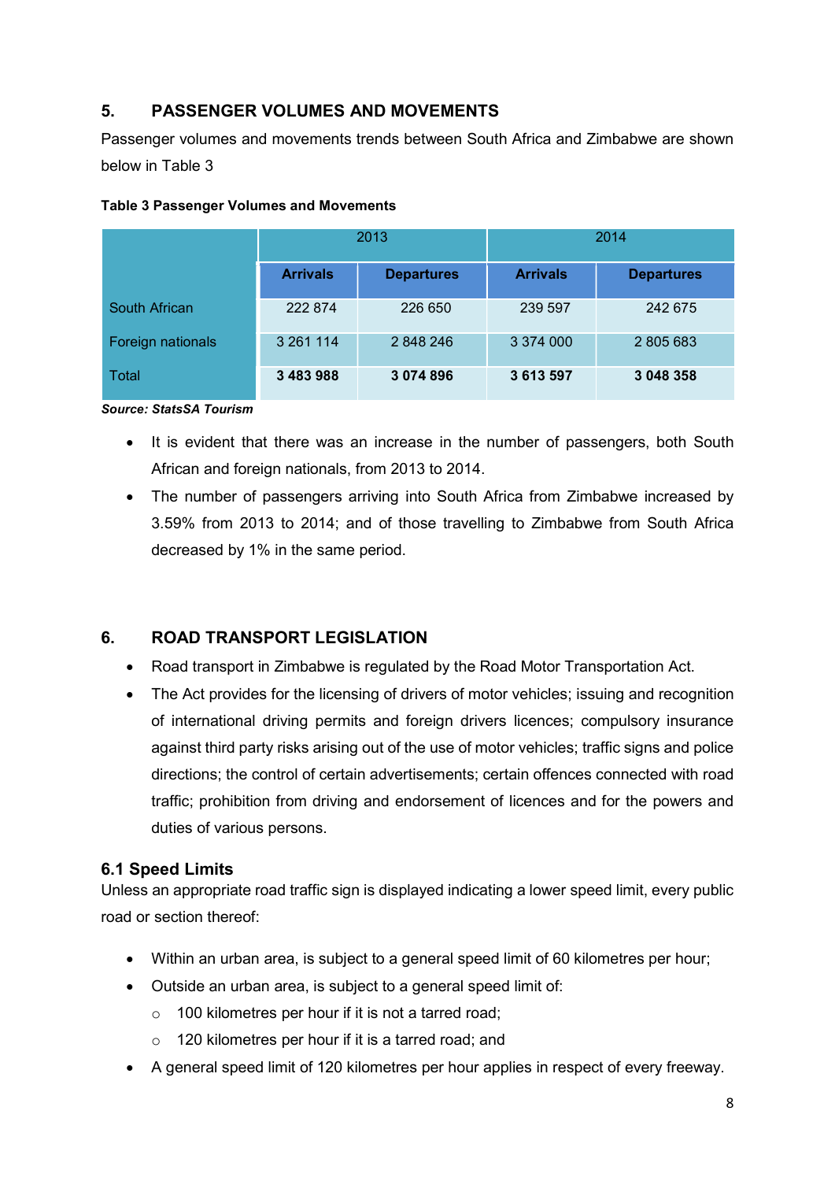## 5. PASSENGER VOLUMES AND MOVEMENTS

Passenger volumes and movements trends between South Africa and Zimbabwe are shown below in Table 3

**Table 3 Passenger Volumes and Movements**

| | 2013 | | 2014 | |
|---|---|---|---|---|
| | **Arrivals** | **Departures** | **Arrivals** | **Departures** |
| South African | 222 874 | 226 650 | 239 597 | 242 675 |
| Foreign nationals | 3 261 114 | 2 848 246 | 3 374 000 | 2 805 683 |
| Total | **3 483 988** | **3 074 896** | **3 613 597** | **3 048 358** |

***Source: StatsSA Tourism***

- It is evident that there was an increase in the number of passengers, both South African and foreign nationals, from 2013 to 2014.
- The number of passengers arriving into South Africa from Zimbabwe increased by 3.59% from 2013 to 2014; and of those travelling to Zimbabwe from South Africa decreased by 1% in the same period.

## 6. ROAD TRANSPORT LEGISLATION

- Road transport in Zimbabwe is regulated by the Road Motor Transportation Act.
- The Act provides for the licensing of drivers of motor vehicles; issuing and recognition of international driving permits and foreign drivers licences; compulsory insurance against third party risks arising out of the use of motor vehicles; traffic signs and police directions; the control of certain advertisements; certain offences connected with road traffic; prohibition from driving and endorsement of licences and for the powers and duties of various persons.

### 6.1 Speed Limits

Unless an appropriate road traffic sign is displayed indicating a lower speed limit, every public road or section thereof:

- Within an urban area, is subject to a general speed limit of 60 kilometres per hour;
- Outside an urban area, is subject to a general speed limit of:
  - 100 kilometres per hour if it is not a tarred road;
  - 120 kilometres per hour if it is a tarred road; and
- A general speed limit of 120 kilometres per hour applies in respect of every freeway.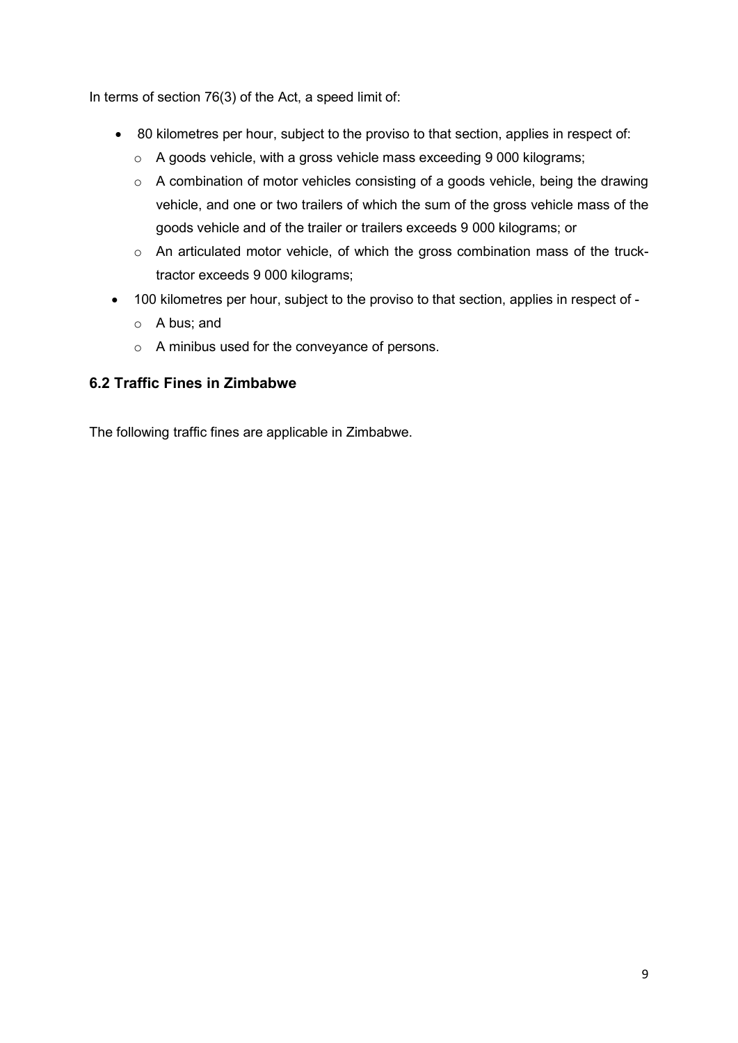In terms of section 76(3) of the Act, a speed limit of:

- 80 kilometres per hour, subject to the proviso to that section, applies in respect of:
  - A goods vehicle, with a gross vehicle mass exceeding 9 000 kilograms;
  - A combination of motor vehicles consisting of a goods vehicle, being the drawing vehicle, and one or two trailers of which the sum of the gross vehicle mass of the goods vehicle and of the trailer or trailers exceeds 9 000 kilograms; or
  - An articulated motor vehicle, of which the gross combination mass of the truck-tractor exceeds 9 000 kilograms;
- 100 kilometres per hour, subject to the proviso to that section, applies in respect of -
  - A bus; and
  - A minibus used for the conveyance of persons.

### 6.2 Traffic Fines in Zimbabwe

The following traffic fines are applicable in Zimbabwe.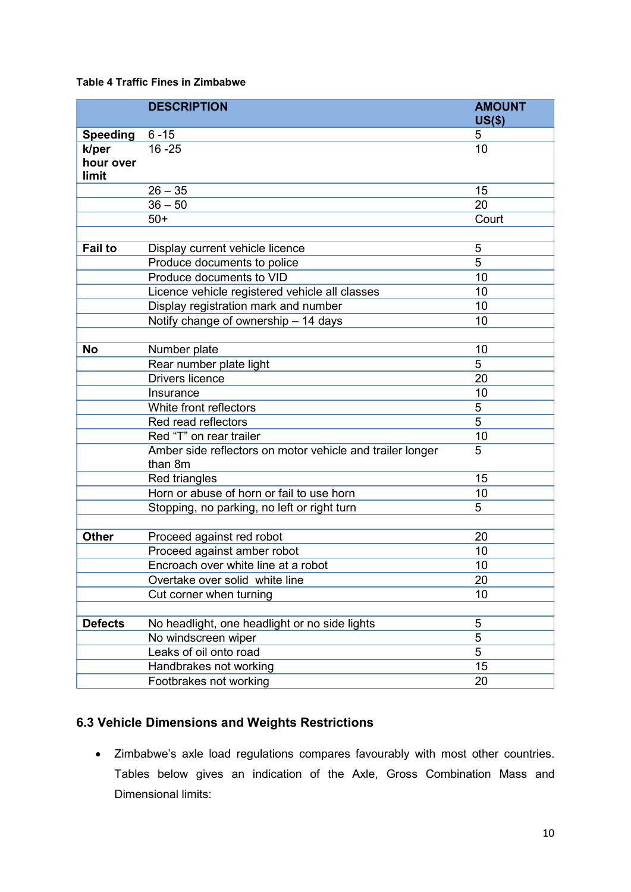**Table 4 Traffic Fines in Zimbabwe**

| | DESCRIPTION | AMOUNT US($) |
|---|---|---|
| **Speeding** | 6 -15 | 5 |
| **k/per hour over limit** | 16 -25 | 10 |
| | 26 – 35 | 15 |
| | 36 – 50 | 20 |
| | 50+ | Court |
| | | |
| **Fail to** | Display current vehicle licence | 5 |
| | Produce documents to police | 5 |
| | Produce documents to VID | 10 |
| | Licence vehicle registered vehicle all classes | 10 |
| | Display registration mark and number | 10 |
| | Notify change of ownership – 14 days | 10 |
| | | |
| **No** | Number plate | 10 |
| | Rear number plate light | 5 |
| | Drivers licence | 20 |
| | Insurance | 10 |
| | White front reflectors | 5 |
| | Red read reflectors | 5 |
| | Red "T" on rear trailer | 10 |
| | Amber side reflectors on motor vehicle and trailer longer than 8m | 5 |
| | Red triangles | 15 |
| | Horn or abuse of horn or fail to use horn | 10 |
| | Stopping, no parking, no left or right turn | 5 |
| | | |
| **Other** | Proceed against red robot | 20 |
| | Proceed against amber robot | 10 |
| | Encroach over white line at a robot | 10 |
| | Overtake over solid white line | 20 |
| | Cut corner when turning | 10 |
| | | |
| **Defects** | No headlight, one headlight or no side lights | 5 |
| | No windscreen wiper | 5 |
| | Leaks of oil onto road | 5 |
| | Handbrakes not working | 15 |
| | Footbrakes not working | 20 |

### 6.3 Vehicle Dimensions and Weights Restrictions

- Zimbabwe's axle load regulations compares favourably with most other countries. Tables below gives an indication of the Axle, Gross Combination Mass and Dimensional limits: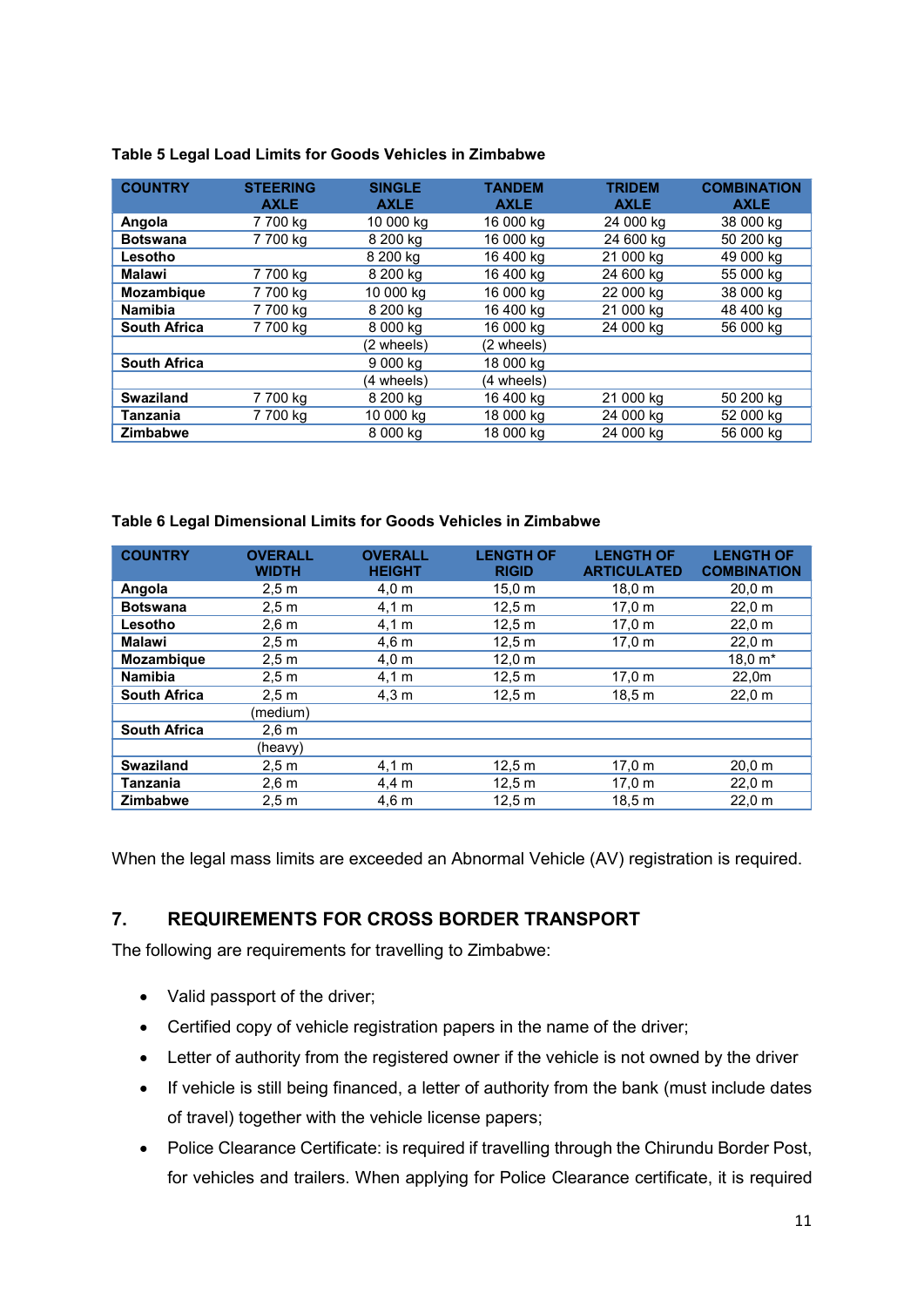**Table 5 Legal Load Limits for Goods Vehicles in Zimbabwe**

| COUNTRY | STEERING AXLE | SINGLE AXLE | TANDEM AXLE | TRIDEM AXLE | COMBINATION AXLE |
|---|---|---|---|---|---|
| **Angola** | 7 700 kg | 10 000 kg | 16 000 kg | 24 000 kg | 38 000 kg |
| **Botswana** | 7 700 kg | 8 200 kg | 16 000 kg | 24 600 kg | 50 200 kg |
| **Lesotho** | | 8 200 kg | 16 400 kg | 21 000 kg | 49 000 kg |
| **Malawi** | 7 700 kg | 8 200 kg | 16 400 kg | 24 600 kg | 55 000 kg |
| **Mozambique** | 7 700 kg | 10 000 kg | 16 000 kg | 22 000 kg | 38 000 kg |
| **Namibia** | 7 700 kg | 8 200 kg | 16 400 kg | 21 000 kg | 48 400 kg |
| **South Africa** | 7 700 kg | 8 000 kg | 16 000 kg | 24 000 kg | 56 000 kg |
| | | (2 wheels) | (2 wheels) | | |
| **South Africa** | | 9 000 kg | 18 000 kg | | |
| | | (4 wheels) | (4 wheels) | | |
| **Swaziland** | 7 700 kg | 8 200 kg | 16 400 kg | 21 000 kg | 50 200 kg |
| **Tanzania** | 7 700 kg | 10 000 kg | 18 000 kg | 24 000 kg | 52 000 kg |
| **Zimbabwe** | | 8 000 kg | 18 000 kg | 24 000 kg | 56 000 kg |

**Table 6 Legal Dimensional Limits for Goods Vehicles in Zimbabwe**

| COUNTRY | OVERALL WIDTH | OVERALL HEIGHT | LENGTH OF RIGID | LENGTH OF ARTICULATED | LENGTH OF COMBINATION |
|---|---|---|---|---|---|
| **Angola** | 2,5 m | 4,0 m | 15,0 m | 18,0 m | 20,0 m |
| **Botswana** | 2,5 m | 4,1 m | 12,5 m | 17,0 m | 22,0 m |
| **Lesotho** | 2,6 m | 4,1 m | 12,5 m | 17,0 m | 22,0 m |
| **Malawi** | 2,5 m | 4,6 m | 12,5 m | 17,0 m | 22,0 m |
| **Mozambique** | 2,5 m | 4,0 m | 12,0 m | | 18,0 m* |
| **Namibia** | 2,5 m | 4,1 m | 12,5 m | 17,0 m | 22,0m |
| **South Africa** | 2,5 m | 4,3 m | 12,5 m | 18,5 m | 22,0 m |
| | (medium) | | | | |
| **South Africa** | 2,6 m | | | | |
| | (heavy) | | | | |
| **Swaziland** | 2,5 m | 4,1 m | 12,5 m | 17,0 m | 20,0 m |
| **Tanzania** | 2,6 m | 4,4 m | 12,5 m | 17,0 m | 22,0 m |
| **Zimbabwe** | 2,5 m | 4,6 m | 12,5 m | 18,5 m | 22,0 m |

When the legal mass limits are exceeded an Abnormal Vehicle (AV) registration is required.

## 7. REQUIREMENTS FOR CROSS BORDER TRANSPORT

The following are requirements for travelling to Zimbabwe:

- Valid passport of the driver;
- Certified copy of vehicle registration papers in the name of the driver;
- Letter of authority from the registered owner if the vehicle is not owned by the driver
- If vehicle is still being financed, a letter of authority from the bank (must include dates of travel) together with the vehicle license papers;
- Police Clearance Certificate: is required if travelling through the Chirundu Border Post, for vehicles and trailers. When applying for Police Clearance certificate, it is required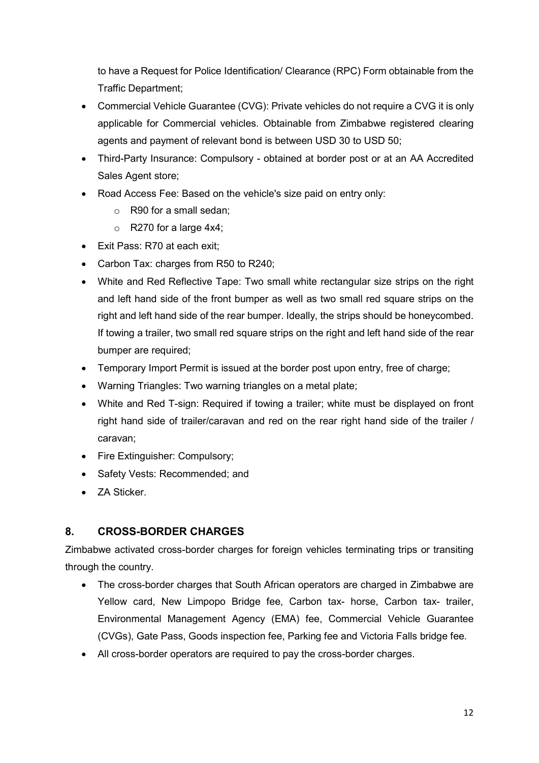to have a Request for Police Identification/ Clearance (RPC) Form obtainable from the Traffic Department;

- Commercial Vehicle Guarantee (CVG): Private vehicles do not require a CVG it is only applicable for Commercial vehicles. Obtainable from Zimbabwe registered clearing agents and payment of relevant bond is between USD 30 to USD 50;
- Third-Party Insurance: Compulsory - obtained at border post or at an AA Accredited Sales Agent store;
- Road Access Fee: Based on the vehicle's size paid on entry only:
  - R90 for a small sedan;
  - R270 for a large 4x4;
- Exit Pass: R70 at each exit;
- Carbon Tax: charges from R50 to R240;
- White and Red Reflective Tape: Two small white rectangular size strips on the right and left hand side of the front bumper as well as two small red square strips on the right and left hand side of the rear bumper. Ideally, the strips should be honeycombed. If towing a trailer, two small red square strips on the right and left hand side of the rear bumper are required;
- Temporary Import Permit is issued at the border post upon entry, free of charge;
- Warning Triangles: Two warning triangles on a metal plate;
- White and Red T-sign: Required if towing a trailer; white must be displayed on front right hand side of trailer/caravan and red on the rear right hand side of the trailer / caravan;
- Fire Extinguisher: Compulsory;
- Safety Vests: Recommended; and
- ZA Sticker.

## 8. CROSS-BORDER CHARGES

Zimbabwe activated cross-border charges for foreign vehicles terminating trips or transiting through the country.

- The cross-border charges that South African operators are charged in Zimbabwe are Yellow card, New Limpopo Bridge fee, Carbon tax- horse, Carbon tax- trailer, Environmental Management Agency (EMA) fee, Commercial Vehicle Guarantee (CVGs), Gate Pass, Goods inspection fee, Parking fee and Victoria Falls bridge fee.
- All cross-border operators are required to pay the cross-border charges.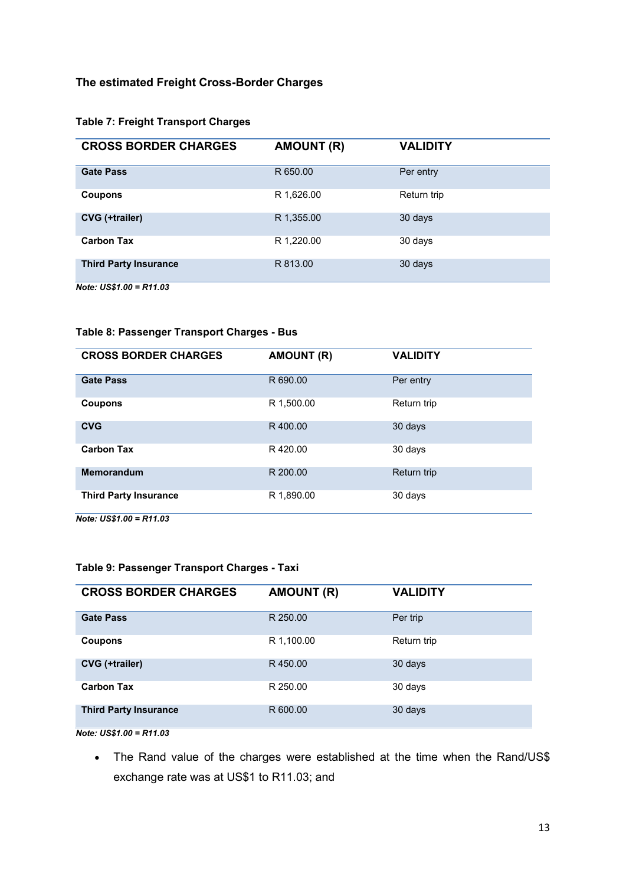### The estimated Freight Cross-Border Charges

**Table 7: Freight Transport Charges**

| CROSS BORDER CHARGES | AMOUNT (R) | VALIDITY |
|---|---|---|
| **Gate Pass** | R 650.00 | Per entry |
| **Coupons** | R 1,626.00 | Return trip |
| **CVG (+trailer)** | R 1,355.00 | 30 days |
| **Carbon Tax** | R 1,220.00 | 30 days |
| **Third Party Insurance** | R 813.00 | 30 days |

***Note: US$1.00 = R11.03***

**Table 8: Passenger Transport Charges - Bus**

| CROSS BORDER CHARGES | AMOUNT (R) | VALIDITY |
|---|---|---|
| **Gate Pass** | R 690.00 | Per entry |
| **Coupons** | R 1,500.00 | Return trip |
| **CVG** | R 400.00 | 30 days |
| **Carbon Tax** | R 420.00 | 30 days |
| **Memorandum** | R 200.00 | Return trip |
| **Third Party Insurance** | R 1,890.00 | 30 days |

***Note: US$1.00 = R11.03***

**Table 9: Passenger Transport Charges - Taxi**

| CROSS BORDER CHARGES | AMOUNT (R) | VALIDITY |
|---|---|---|
| **Gate Pass** | R 250.00 | Per trip |
| **Coupons** | R 1,100.00 | Return trip |
| **CVG (+trailer)** | R 450.00 | 30 days |
| **Carbon Tax** | R 250.00 | 30 days |
| **Third Party Insurance** | R 600.00 | 30 days |

***Note: US$1.00 = R11.03***

- The Rand value of the charges were established at the time when the Rand/US$ exchange rate was at US$1 to R11.03; and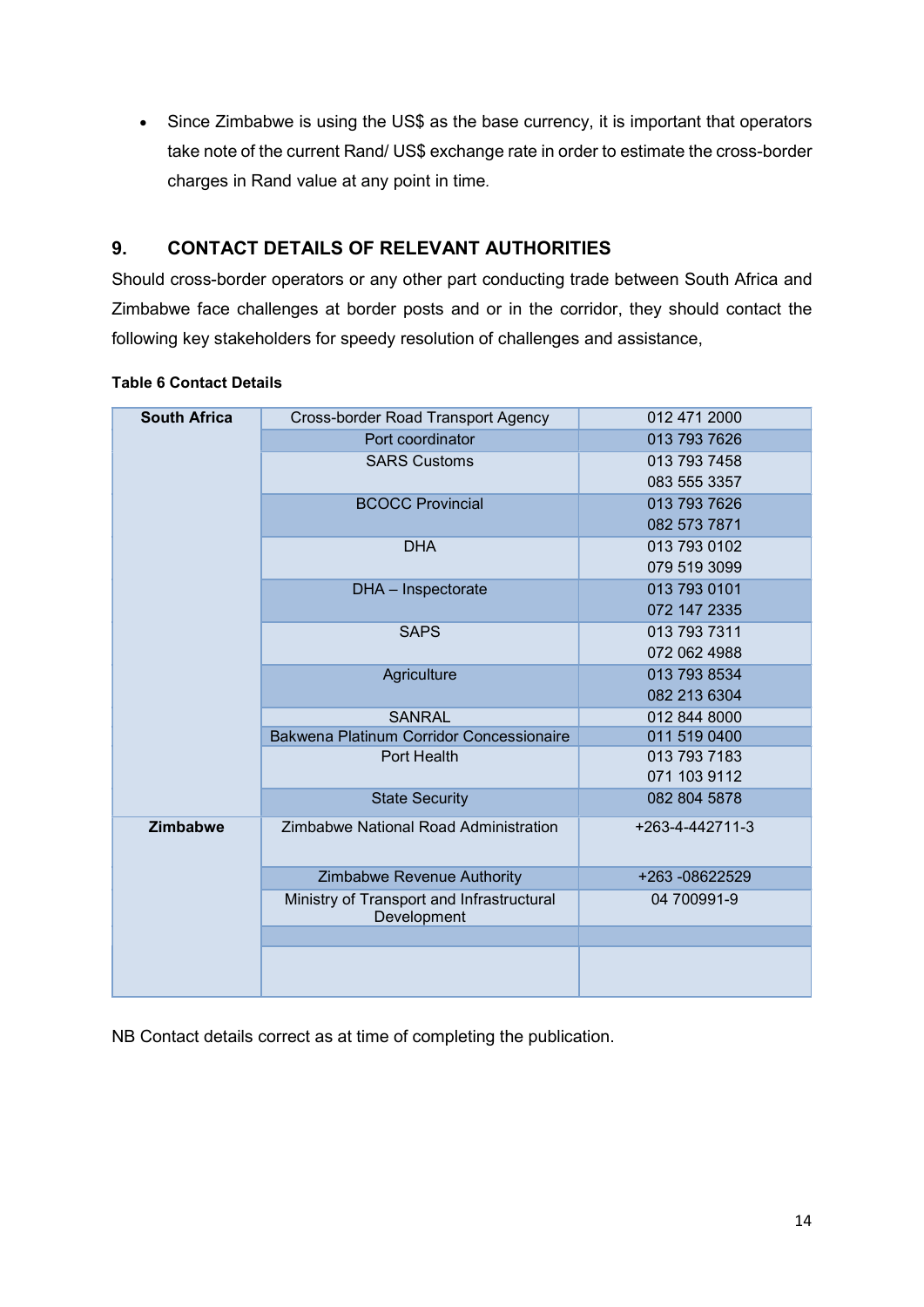- Since Zimbabwe is using the US$ as the base currency, it is important that operators take note of the current Rand/ US$ exchange rate in order to estimate the cross-border charges in Rand value at any point in time.

## 9. CONTACT DETAILS OF RELEVANT AUTHORITIES

Should cross-border operators or any other part conducting trade between South Africa and Zimbabwe face challenges at border posts and or in the corridor, they should contact the following key stakeholders for speedy resolution of challenges and assistance,

**Table 6 Contact Details**

| | | |
|---|---|---|
| **South Africa** | Cross-border Road Transport Agency | 012 471 2000 |
| | Port coordinator | 013 793 7626 |
| | SARS Customs | 013 793 7458<br>083 555 3357 |
| | BCOCC Provincial | 013 793 7626<br>082 573 7871 |
| | DHA | 013 793 0102<br>079 519 3099 |
| | DHA – Inspectorate | 013 793 0101<br>072 147 2335 |
| | SAPS | 013 793 7311<br>072 062 4988 |
| | Agriculture | 013 793 8534<br>082 213 6304 |
| | SANRAL | 012 844 8000 |
| | Bakwena Platinum Corridor Concessionaire | 011 519 0400 |
| | Port Health | 013 793 7183<br>071 103 9112 |
| | State Security | 082 804 5878 |
| **Zimbabwe** | Zimbabwe National Road Administration | +263-4-442711-3 |
| | Zimbabwe Revenue Authority | +263 -08622529 |
| | Ministry of Transport and Infrastructural Development | 04 700991-9 |
| | | |
| | | |

NB Contact details correct as at time of completing the publication.